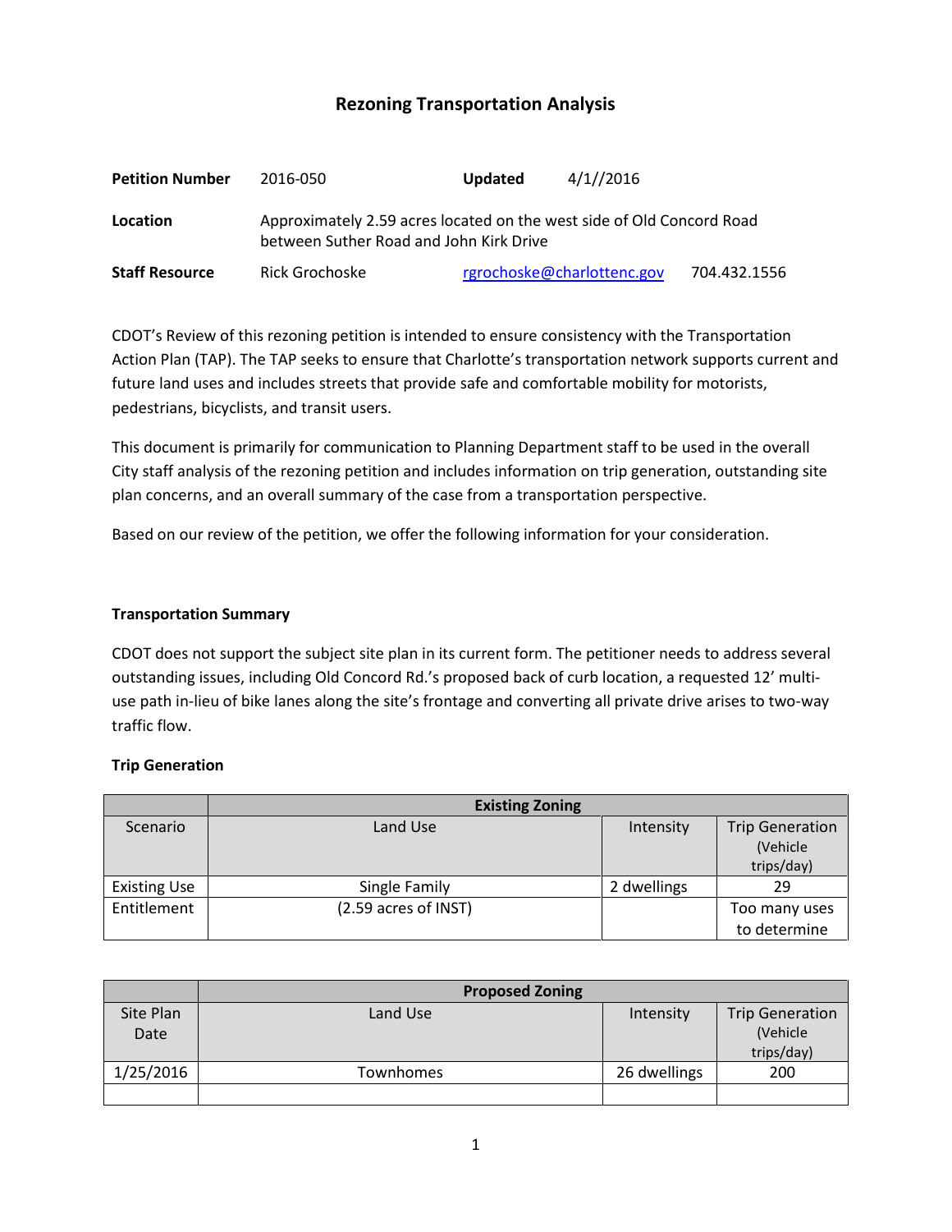# Rezoning Transportation Analysis

| | | | |
|---|---|---|---|
| **Petition Number** | 2016-050 | **Updated** | 4/1//2016 |
| **Location** | Approximately 2.59 acres located on the west side of Old Concord Road between Suther Road and John Kirk Drive | | |
| **Staff Resource** | Rick Grochoske | rgrochoske@charlottenc.gov | 704.432.1556 |

CDOT's Review of this rezoning petition is intended to ensure consistency with the Transportation Action Plan (TAP). The TAP seeks to ensure that Charlotte's transportation network supports current and future land uses and includes streets that provide safe and comfortable mobility for motorists, pedestrians, bicyclists, and transit users.

This document is primarily for communication to Planning Department staff to be used in the overall City staff analysis of the rezoning petition and includes information on trip generation, outstanding site plan concerns, and an overall summary of the case from a transportation perspective.

Based on our review of the petition, we offer the following information for your consideration.

**Transportation Summary**

CDOT does not support the subject site plan in its current form. The petitioner needs to address several outstanding issues, including Old Concord Rd.'s proposed back of curb location, a requested 12' multi-use path in-lieu of bike lanes along the site's frontage and converting all private drive arises to two-way traffic flow.

**Trip Generation**

| | **Existing Zoning** | | |
|---|---|---|---|
| Scenario | Land Use | Intensity | Trip Generation (Vehicle trips/day) |
| Existing Use | Single Family | 2 dwellings | 29 |
| Entitlement | (2.59 acres of INST) | | Too many uses to determine |

| | **Proposed Zoning** | | |
|---|---|---|---|
| Site Plan Date | Land Use | Intensity | Trip Generation (Vehicle trips/day) |
| 1/25/2016 | Townhomes | 26 dwellings | 200 |
| | | | |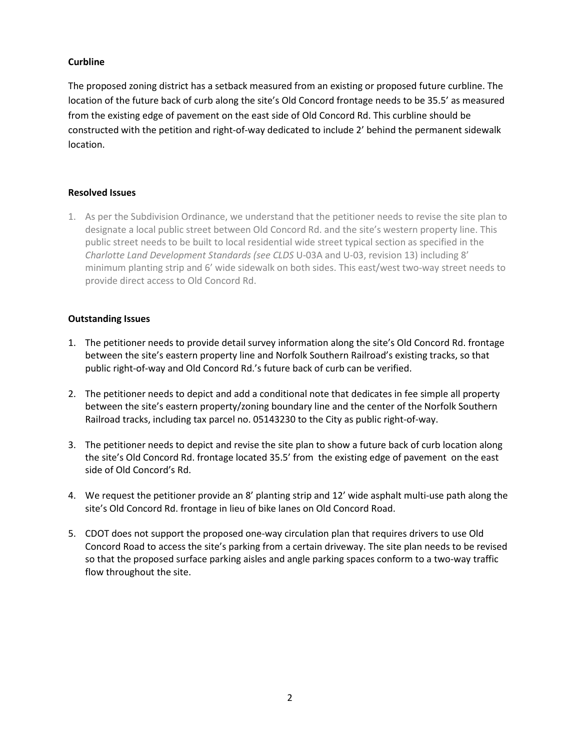**Curbline**

The proposed zoning district has a setback measured from an existing or proposed future curbline. The location of the future back of curb along the site's Old Concord frontage needs to be 35.5' as measured from the existing edge of pavement on the east side of Old Concord Rd. This curbline should be constructed with the petition and right-of-way dedicated to include 2' behind the permanent sidewalk location.

**Resolved Issues**

1. As per the Subdivision Ordinance, we understand that the petitioner needs to revise the site plan to designate a local public street between Old Concord Rd. and the site's western property line. This public street needs to be built to local residential wide street typical section as specified in the *Charlotte Land Development Standards (see CLDS* U-03A and U-03, revision 13) including 8' minimum planting strip and 6' wide sidewalk on both sides. This east/west two-way street needs to provide direct access to Old Concord Rd.

**Outstanding Issues**

1. The petitioner needs to provide detail survey information along the site's Old Concord Rd. frontage between the site's eastern property line and Norfolk Southern Railroad's existing tracks, so that public right-of-way and Old Concord Rd.'s future back of curb can be verified.
2. The petitioner needs to depict and add a conditional note that dedicates in fee simple all property between the site's eastern property/zoning boundary line and the center of the Norfolk Southern Railroad tracks, including tax parcel no. 05143230 to the City as public right-of-way.
3. The petitioner needs to depict and revise the site plan to show a future back of curb location along the site's Old Concord Rd. frontage located 35.5' from the existing edge of pavement on the east side of Old Concord's Rd.
4. We request the petitioner provide an 8' planting strip and 12' wide asphalt multi-use path along the site's Old Concord Rd. frontage in lieu of bike lanes on Old Concord Road.
5. CDOT does not support the proposed one-way circulation plan that requires drivers to use Old Concord Road to access the site's parking from a certain driveway. The site plan needs to be revised so that the proposed surface parking aisles and angle parking spaces conform to a two-way traffic flow throughout the site.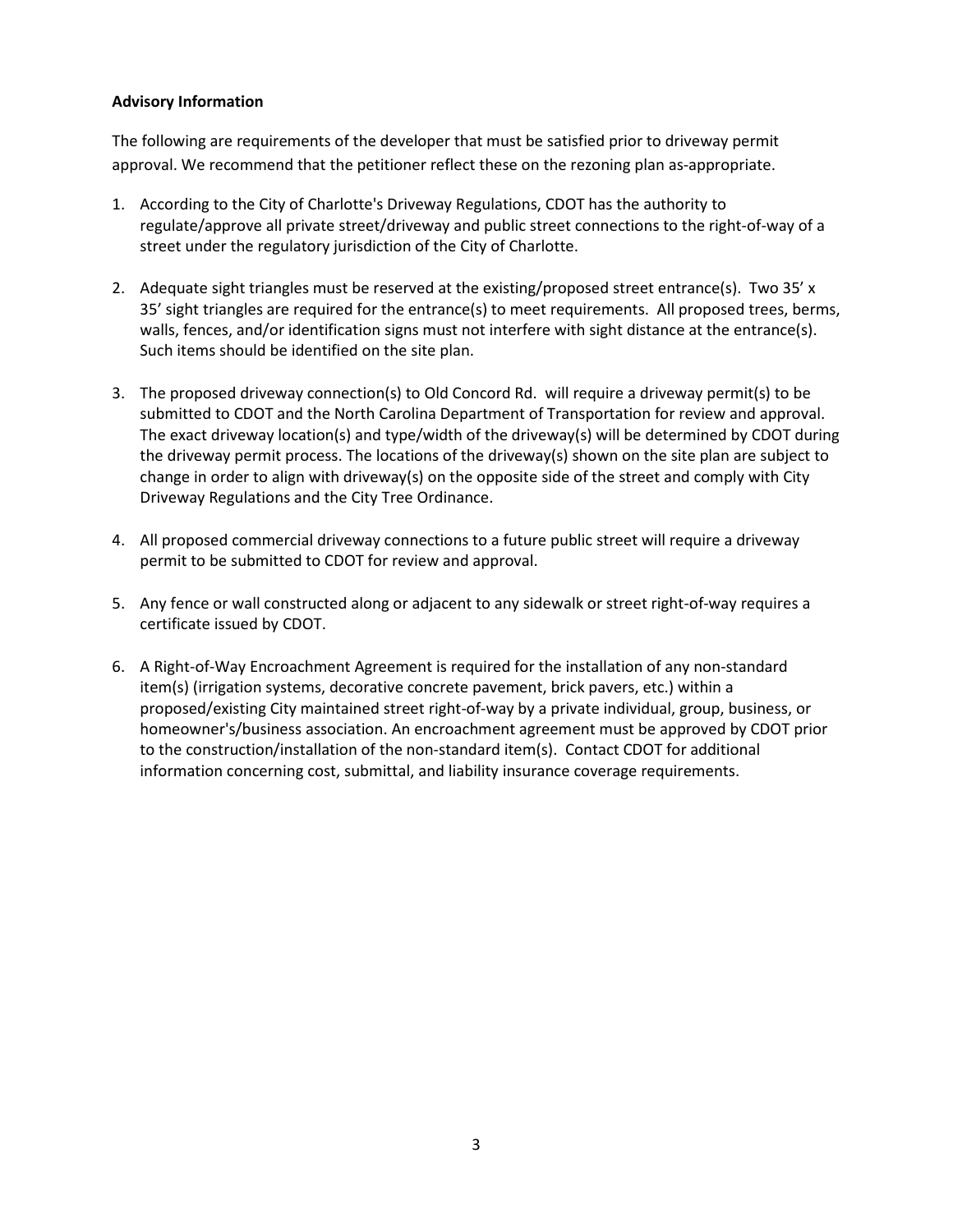**Advisory Information**

The following are requirements of the developer that must be satisfied prior to driveway permit approval. We recommend that the petitioner reflect these on the rezoning plan as-appropriate.

1. According to the City of Charlotte's Driveway Regulations, CDOT has the authority to regulate/approve all private street/driveway and public street connections to the right-of-way of a street under the regulatory jurisdiction of the City of Charlotte.

2. Adequate sight triangles must be reserved at the existing/proposed street entrance(s). Two 35' x 35' sight triangles are required for the entrance(s) to meet requirements. All proposed trees, berms, walls, fences, and/or identification signs must not interfere with sight distance at the entrance(s). Such items should be identified on the site plan.

3. The proposed driveway connection(s) to Old Concord Rd. will require a driveway permit(s) to be submitted to CDOT and the North Carolina Department of Transportation for review and approval. The exact driveway location(s) and type/width of the driveway(s) will be determined by CDOT during the driveway permit process. The locations of the driveway(s) shown on the site plan are subject to change in order to align with driveway(s) on the opposite side of the street and comply with City Driveway Regulations and the City Tree Ordinance.

4. All proposed commercial driveway connections to a future public street will require a driveway permit to be submitted to CDOT for review and approval.

5. Any fence or wall constructed along or adjacent to any sidewalk or street right-of-way requires a certificate issued by CDOT.

6. A Right-of-Way Encroachment Agreement is required for the installation of any non-standard item(s) (irrigation systems, decorative concrete pavement, brick pavers, etc.) within a proposed/existing City maintained street right-of-way by a private individual, group, business, or homeowner's/business association. An encroachment agreement must be approved by CDOT prior to the construction/installation of the non-standard item(s). Contact CDOT for additional information concerning cost, submittal, and liability insurance coverage requirements.